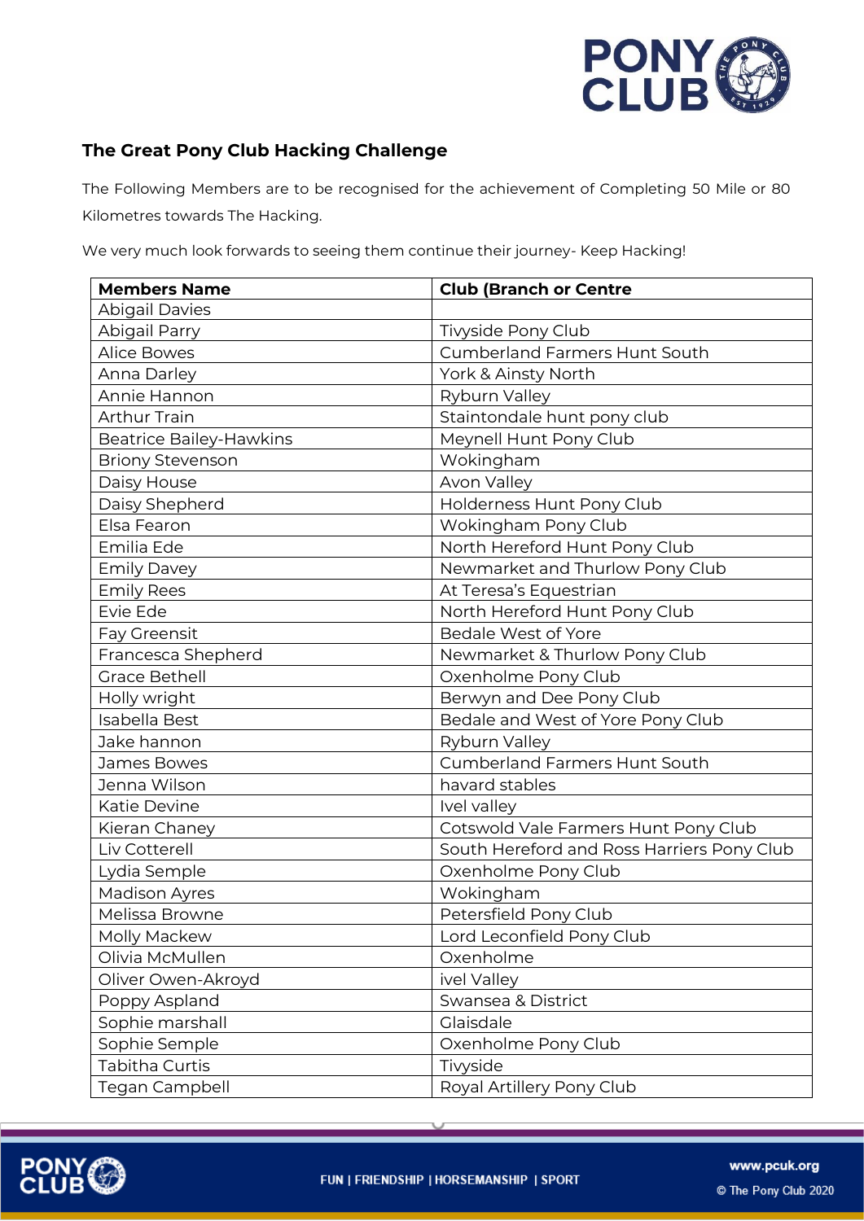## The Great Pony Club Hacking Challenge

The Following Members are to be recognised for the achievement of Completing 50 Mile or 80 Kilometres towards The Hacking.

We very much look forwards to seeing them continue their journey- Keep Hacking!

| Members Name | Club (Branch or Centre |
|---|---|
| Abigail Davies | |
| Abigail Parry | Tivyside Pony Club |
| Alice Bowes | Cumberland Farmers Hunt South |
| Anna Darley | York & Ainsty North |
| Annie Hannon | Ryburn Valley |
| Arthur Train | Staintondale hunt pony club |
| Beatrice Bailey-Hawkins | Meynell Hunt Pony Club |
| Briony Stevenson | Wokingham |
| Daisy House | Avon Valley |
| Daisy Shepherd | Holderness Hunt Pony Club |
| Elsa Fearon | Wokingham Pony Club |
| Emilia Ede | North Hereford Hunt Pony Club |
| Emily Davey | Newmarket and Thurlow Pony Club |
| Emily Rees | At Teresa's Equestrian |
| Evie Ede | North Hereford Hunt Pony Club |
| Fay Greensit | Bedale West of Yore |
| Francesca Shepherd | Newmarket & Thurlow Pony Club |
| Grace Bethell | Oxenholme Pony Club |
| Holly wright | Berwyn and Dee Pony Club |
| Isabella Best | Bedale and West of Yore Pony Club |
| Jake hannon | Ryburn Valley |
| James Bowes | Cumberland Farmers Hunt South |
| Jenna Wilson | havard stables |
| Katie Devine | Ivel valley |
| Kieran Chaney | Cotswold Vale Farmers Hunt Pony Club |
| Liv Cotterell | South Hereford and Ross Harriers Pony Club |
| Lydia Semple | Oxenholme Pony Club |
| Madison Ayres | Wokingham |
| Melissa Browne | Petersfield Pony Club |
| Molly Mackew | Lord Leconfield Pony Club |
| Olivia McMullen | Oxenholme |
| Oliver Owen-Akroyd | ivel Valley |
| Poppy Aspland | Swansea & District |
| Sophie marshall | Glaisdale |
| Sophie Semple | Oxenholme Pony Club |
| Tabitha Curtis | Tivyside |
| Tegan Campbell | Royal Artillery Pony Club |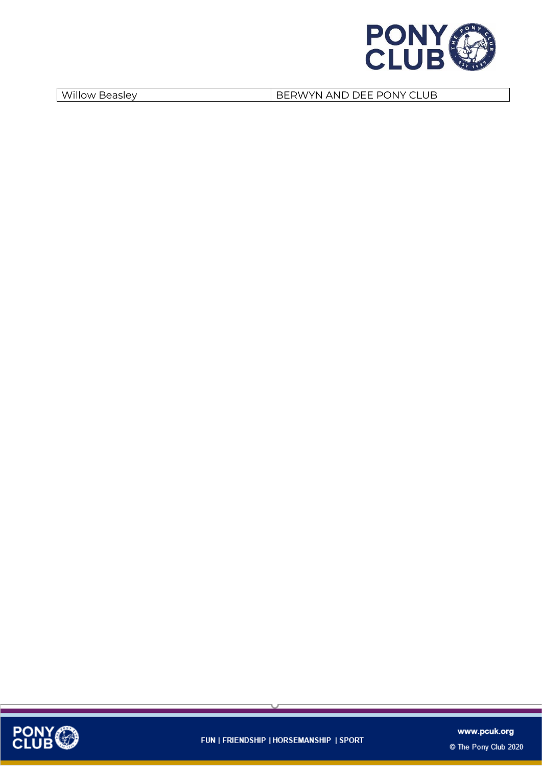| | |
|---|---|
| Willow Beasley | BERWYN AND DEE PONY CLUB |